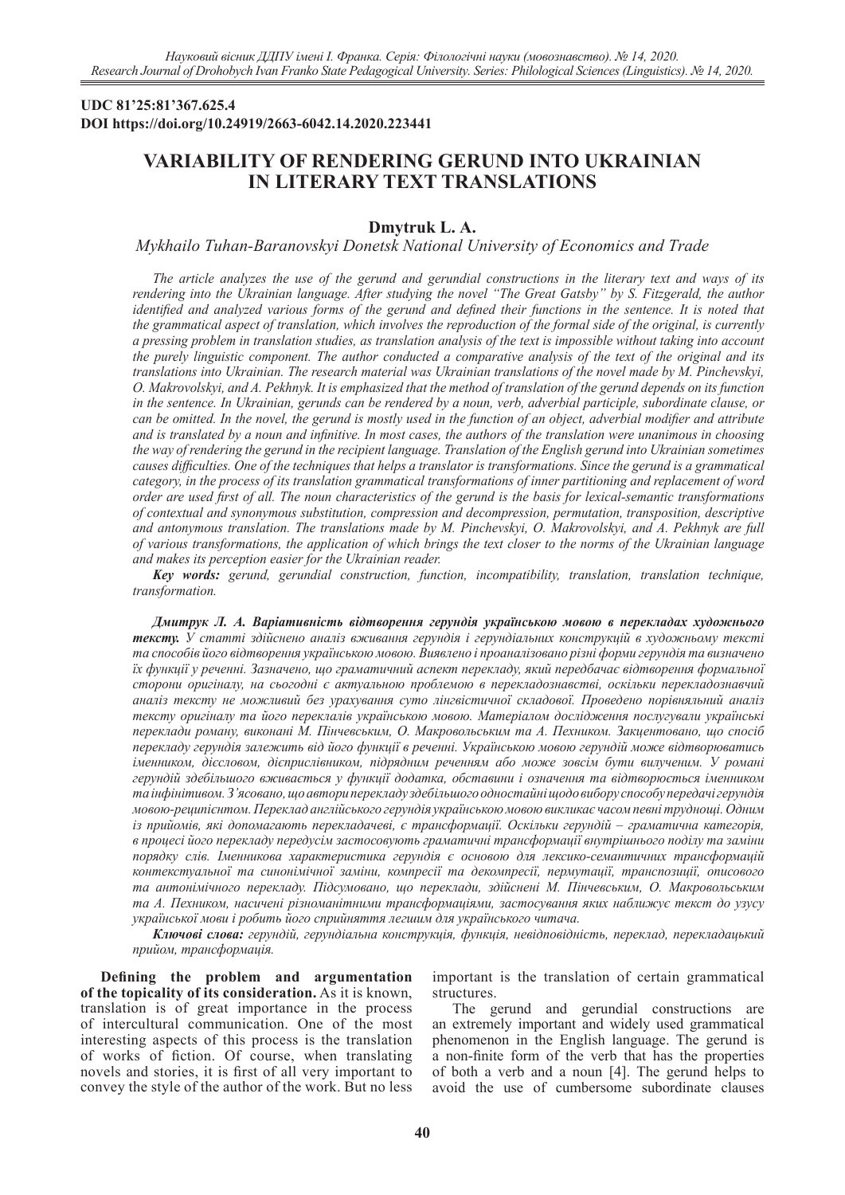UDC 81'25:81'367.625.4
DOI https://doi.org/10.24919/2663-6042.14.2020.223441

# VARIABILITY OF RENDERING GERUND INTO UKRAINIAN IN LITERARY TEXT TRANSLATIONS

**Dmytruk L. A.**

*Mykhailo Tuhan-Baranovskyi Donetsk National University of Economics and Trade*

*The article analyzes the use of the gerund and gerundial constructions in the literary text and ways of its rendering into the Ukrainian language. After studying the novel "The Great Gatsby" by S. Fitzgerald, the author identified and analyzed various forms of the gerund and defined their functions in the sentence. It is noted that the grammatical aspect of translation, which involves the reproduction of the formal side of the original, is currently a pressing problem in translation studies, as translation analysis of the text is impossible without taking into account the purely linguistic component. The author conducted a comparative analysis of the text of the original and its translations into Ukrainian. The research material was Ukrainian translations of the novel made by M. Pinchevskyi, O. Makrovolskyi, and A. Pekhnyk. It is emphasized that the method of translation of the gerund depends on its function in the sentence. In Ukrainian, gerunds can be rendered by a noun, verb, adverbial participle, subordinate clause, or can be omitted. In the novel, the gerund is mostly used in the function of an object, adverbial modifier and attribute and is translated by a noun and infinitive. In most cases, the authors of the translation were unanimous in choosing the way of rendering the gerund in the recipient language. Translation of the English gerund into Ukrainian sometimes causes difficulties. One of the techniques that helps a translator is transformations. Since the gerund is a grammatical category, in the process of its translation grammatical transformations of inner partitioning and replacement of word order are used first of all. The noun characteristics of the gerund is the basis for lexical-semantic transformations of contextual and synonymous substitution, compression and decompression, permutation, transposition, descriptive and antonymous translation. The translations made by M. Pinchevskyi, O. Makrovolskyi, and A. Pekhnyk are full of various transformations, the application of which brings the text closer to the norms of the Ukrainian language and makes its perception easier for the Ukrainian reader.*

***Key words:*** *gerund, gerundial construction, function, incompatibility, translation, translation technique, transformation.*

***Дмитрук Л. А. Варіативність відтворення герундія українською мовою в перекладах художнього тексту.*** *У статті здійснено аналіз вживання герундія і герундіальних конструкцій в художньому тексті та способів його відтворення українською мовою. Виявлено і проаналізовано різні форми герундія та визначено їх функції у реченні. Зазначено, що граматичний аспект перекладу, який передбачає відтворення формальної сторони оригіналу, на сьогодні є актуальною проблемою в перекладознавстві, оскільки перекладознавчий аналіз тексту не можливий без урахування суто лінгвістичної складової. Проведено порівняльний аналіз тексту оригіналу та його перекладів українською мовою. Матеріалом дослідження послугували українські переклади роману, виконані М. Пінчевським, О. Макровольським та А. Пехником. Закцентовано, що спосіб перекладу герундія залежить від його функції в реченні. Українською мовою герундій може відтворюватись іменником, дієсловом, дієприслівником, підрядним реченням або може зовсім бути вилученим. У романі герундій здебільшого вживається у функції додатка, обставини і означення та відтворюється іменником та інфінітивом. З'ясовано, що автори перекладу здебільшого одностайні щодо вибору способу передачі герундія мовою-реципієнтом. Переклад англійського герундія українською мовою викликає часом певні труднощі. Одним із прийомів, які допомагають перекладачеві, є трансформації. Оскільки герундій – граматична категорія, в процесі його перекладу передусім застосовують граматичні трансформації внутрішнього поділу та заміни порядку слів. Іменникова характеристика герундія є основою для лексико-семантичних трансформацій контекстуальної та синонімічної заміни, компресії та декомпресії, пермутації, транспозиції, описового та антонімічного перекладу. Підсумовано, що переклади, здійснені М. Пінчевським, О. Макровольським та А. Пехником, насичені різноманітними трансформаціями, застосування яких наближує текст до узусу української мови і робить його сприйняття легшим для українського читача.*

***Ключові слова:*** *герундій, герундіальна конструкція, функція, невідповідність, переклад, перекладацький прийом, трансформація.*

**Defining the problem and argumentation of the topicality of its consideration.** As it is known, translation is of great importance in the process of intercultural communication. One of the most interesting aspects of this process is the translation of works of fiction. Of course, when translating novels and stories, it is first of all very important to convey the style of the author of the work. But no less important is the translation of certain grammatical structures.

The gerund and gerundial constructions are an extremely important and widely used grammatical phenomenon in the English language. The gerund is a non-finite form of the verb that has the properties of both a verb and a noun [4]. The gerund helps to avoid the use of cumbersome subordinate clauses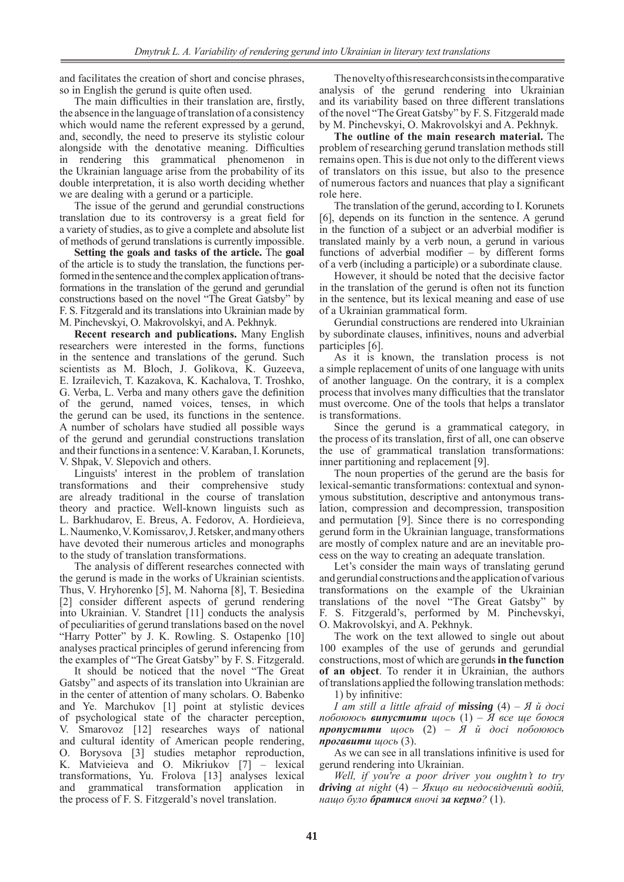and facilitates the creation of short and concise phrases, so in English the gerund is quite often used.

The main difficulties in their translation are, firstly, the absence in the language of translation of a consistency which would name the referent expressed by a gerund, and, secondly, the need to preserve its stylistic colour alongside with the denotative meaning. Difficulties in rendering this grammatical phenomenon in the Ukrainian language arise from the probability of its double interpretation, it is also worth deciding whether we are dealing with a gerund or a participle.

The issue of the gerund and gerundial constructions translation due to its controversy is a great field for a variety of studies, as to give a complete and absolute list of methods of gerund translations is currently impossible.

**Setting the goals and tasks of the article.** The **goal** of the article is to study the translation, the functions performed in the sentence and the complex application of transformations in the translation of the gerund and gerundial constructions based on the novel "The Great Gatsby" by F. S. Fitzgerald and its translations into Ukrainian made by M. Pinchevskyi, O. Makrovolskyi, and A. Pekhnyk.

**Recent research and publications.** Many English researchers were interested in the forms, functions in the sentence and translations of the gerund. Such scientists as M. Bloch, J. Golikova, K. Guzeeva, E. Izrailevich, T. Kazakova, K. Kachalova, T. Troshko, G. Verba, L. Verba and many others gave the definition of the gerund, named voices, tenses, in which the gerund can be used, its functions in the sentence. A number of scholars have studied all possible ways of the gerund and gerundial constructions translation and their functions in a sentence: V. Karaban, I. Korunets, V. Shpak, V. Slepovich and others.

Linguists' interest in the problem of translation transformations and their comprehensive study are already traditional in the course of translation theory and practice. Well-known linguists such as L. Barkhudarov, E. Breus, A. Fedorov, A. Hordieieva, L. Naumenko, V. Komissarov, J. Retsker, and many others have devoted their numerous articles and monographs to the study of translation transformations.

The analysis of different researches connected with the gerund is made in the works of Ukrainian scientists. Thus, V. Hryhorenko [5], M. Nahorna [8], T. Besiedina [2] consider different aspects of gerund rendering into Ukrainian. V. Standret [11] conducts the analysis of peculiarities of gerund translations based on the novel "Harry Potter" by J. K. Rowling. S. Ostapenko [10] analyses practical principles of gerund inferencing from the examples of "The Great Gatsby" by F. S. Fitzgerald.

It should be noticed that the novel "The Great Gatsby" and aspects of its translation into Ukrainian are in the center of attention of many scholars. O. Babenko and Ye. Marchukov [1] point at stylistic devices of psychological state of the character perception, V. Smarovoz [12] researches ways of national and cultural identity of American people rendering, O. Borysova [3] studies metaphor reproduction, K. Matvieieva and O. Mikriukov [7] – lexical transformations, Yu. Frolova [13] analyses lexical and grammatical transformation application in the process of F. S. Fitzgerald's novel translation.

The novelty of this research consists in the comparative analysis of the gerund rendering into Ukrainian and its variability based on three different translations of the novel "The Great Gatsby" by F. S. Fitzgerald made by M. Pinchevskyi, O. Makrovolskyi and A. Pekhnyk.

**The outline of the main research material.** The problem of researching gerund translation methods still remains open. This is due not only to the different views of translators on this issue, but also to the presence of numerous factors and nuances that play a significant role here.

The translation of the gerund, according to I. Korunets [6], depends on its function in the sentence. A gerund in the function of a subject or an adverbial modifier is translated mainly by a verb noun, a gerund in various functions of adverbial modifier – by different forms of a verb (including a participle) or a subordinate clause.

However, it should be noted that the decisive factor in the translation of the gerund is often not its function in the sentence, but its lexical meaning and ease of use of a Ukrainian grammatical form.

Gerundial constructions are rendered into Ukrainian by subordinate clauses, infinitives, nouns and adverbial participles [6].

As it is known, the translation process is not a simple replacement of units of one language with units of another language. On the contrary, it is a complex process that involves many difficulties that the translator must overcome. One of the tools that helps a translator is transformations.

Since the gerund is a grammatical category, in the process of its translation, first of all, one can observe the use of grammatical translation transformations: inner partitioning and replacement [9].

The noun properties of the gerund are the basis for lexical-semantic transformations: contextual and synonymous substitution, descriptive and antonymous translation, compression and decompression, transposition and permutation [9]. Since there is no corresponding gerund form in the Ukrainian language, transformations are mostly of complex nature and are an inevitable process on the way to creating an adequate translation.

Let's consider the main ways of translating gerund and gerundial constructions and the application of various transformations on the example of the Ukrainian translations of the novel "The Great Gatsby" by F. S. Fitzgerald's, performed by M. Pinchevskyi, O. Makrovolskyi, and A. Pekhnyk.

The work on the text allowed to single out about 100 examples of the use of gerunds and gerundial constructions, most of which are gerunds **in the function of an object**. To render it in Ukrainian, the authors of translations applied the following translation methods:

1) by infinitive:

*I am still a little afraid of* ***missing*** (4) – *Я й досі побоююсь* ***випустити*** *щось* (1) – *Я все ще боюся* ***пропустити*** *щось* (2) – *Я й досі побоююсь* ***прогавити*** *щось* (3).

As we can see in all translations infinitive is used for gerund rendering into Ukrainian.

*Well, if you're a poor driver you oughtn't to try* ***driving*** *at night* (4) – *Якщо ви недосвідчений водій, нащо було* ***братися*** *вночі* ***за кермо****?* (1).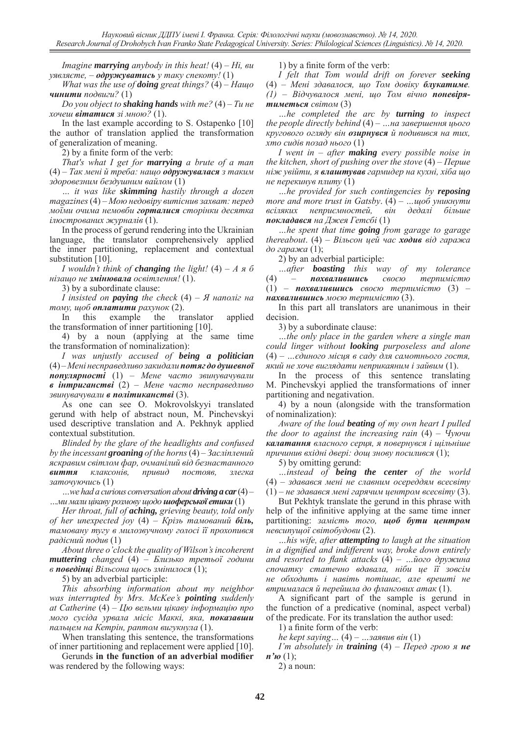*Imagine **marrying** anybody in this heat!* (4) – *Ні, ви уявляєте, – **одружуватись** у таку спекоту!* (1)

*What was the use of **doing** great things?* (4) – *Нащо **чинити** подвиги?* (1)

*Do you object to **shaking hands** with me?* (4) – *Ти не хочеш **вітатися** зі мною?* (1).

In the last example according to S. Ostapenko [10] the author of translation applied the transformation of generalization of meaning.

2) by a finite form of the verb:

*That's what I get for **marrying** a brute of a man* (4) – *Так мені й треба: нащо **одружувалася** з таким здоровезним бездушним вайлом* (1)

*… it was like **skimming** hastily through a dozen magazines* (4) – *Мою недовіру витіснив захват: перед моїми очима немовби **гортались** сторінки десятка ілюстрованих журналів* (1).

In the process of gerund rendering into the Ukrainian language, the translator comprehensively applied the inner partitioning, replacement and contextual substitution [10].

*I wouldn't think of **changing** the light!* (4) – *А я б нізащо не **змінювала** освітлення!* (1).

3) by a subordinate clause:

*I insisted on **paying** the check* (4) – *Я наполіг на тому, щоб **оплатити** рахунок* (2).

In this example the translator applied the transformation of inner partitioning [10].

4) by a noun (applying at the same time the transformation of nominalization):

*I was unjustly accused of **being a politician*** (4) – *Мені несправедливо закидали **потяг до душевної популярності*** (1) – *Мене часто звинувачували **в інтриганстві*** (2) – *Мене часто несправедливо звинувачували **в політиканстві*** (3).

As one can see O. Mokrovolskyyi translated gerund with help of abstract noun, M. Pinchevskyi used descriptive translation and A. Pekhnyk applied contextual substitution.

*Blinded by the glare of the headlights and confused by the incessant **groaning** of the horns* (4) – *Засліплений яскравим світлом фар, очманілий від безнастанного **виття** клаксонів, привид постояв, злегка заточуючись* (1)

*…we had a curious conversation about **driving a car*** (4) – *…ми мали цікаву розмову щодо **шоферської етики*** (1)

*Her throat, full of **aching,** grieving beauty, told only of her unexpected joy* (4) – *Крізь тамований **біль,** тамовану тугу в милозвучному голосі її прохопився радісний подив* (1)

*About three o'clock the quality of Wilson's incoherent **muttering** changed* (4) – *Близько третьої години в **поведінці** Вільсона щось змінилося* (1);

5) by an adverbial participle:

*This absorbing information about my neighbor was interrupted by Mrs. McKee's **pointing** suddenly at Catherine* (4) – *Цю вельми цікаву інформацію про мого сусіда урвала місіс Маккі, яка, **показавши** пальцем на Кетрін, раптом вигукнула* (1).

When translating this sentence, the transformations of inner partitioning and replacement were applied [10].

Gerunds **in the function of an adverbial modifier** was rendered by the following ways:

1) by a finite form of the verb:

*I felt that Tom would drift on forever **seeking*** (4) – *Мені здавалося, що Том довіку **блукатиме**. (1)* – *Відчувалося мені, що Том вічно **поневірятиметься** світом* (3)

*…he completed the arc by **turning** to inspect the people directly behind* (4) – *…на завершення цього кругового огляду він **озирнувся** й подивився на тих, хто сидів позад нього* (1)

*I went in – after **making** every possible noise in the kitchen, short of pushing over the stove* (4) – *Перше ніж увійти, я **влаштував** гармидер на кухні, хіба що не перекинув плиту* (1)

*…he provided for such contingencies by **reposing** more and more trust in Gatsby*. (4) – *…щоб уникнути всіляких неприємностей, він дедалі більше **покладався** на Джея Гетсбі* (1)

*…he spent that time **going** from garage to garage thereabout*. (4) – *Вільсон цей час **ходив** від гаража до гаража* (1);

2) by an adverbial participle:

*…after **boasting** this way of my tolerance* (4) – ***похвалившись** своєю терпимістю* (1) – ***похвалившись** своєю терпимістю* (3) – ***нахвалившись** моєю терпимістю* (3).

In this part all translators are unanimous in their decision.

3) by a subordinate clause:

*…the only place in the garden where a single man could linger without **looking** purposeless and alone* (4) – *…єдиного місця в саду для самотнього гостя, який не хоче виглядати неприкаяним і зайвим* (1).

In the process of this sentence translating M. Pinchevskyi applied the transformations of inner partitioning and negativation.

4) by a noun (alongside with the transformation of nominalization):

*Aware of the loud **beating** of my own heart I pulled the door to against the increasing rain* (4) – *Чуючи **калатання** власного серця, я повернувся і щільніше причинив вхідні двері: дощ знову посилився* (1);

5) by omitting gerund:

*…instead of **being the center** of the world* (4) – *здавався мені не славним осереддям всесвіту* (1) – *не здавався мені гарячим центром всесвіту* (3).

But Pekhtyk translate the gerund in this phrase with help of the infinitive applying at the same time inner partitioning: *замість того, **щоб бути центром** невсипущої світобудови* (2).

*…his wife, after **attempting** to laugh at the situation in a dignified and indifferent way, broke down entirely and resorted to flank attacks* (4) – *…його дружина спочатку статечно вдавала, ніби це її зовсім не обходить і навіть потішає, але врешті не втрималася й перейшла до флангових атак* (1).

A significant part of the sample is gerund in the function of a predicative (nominal, aspect verbal) of the predicate. For its translation the author used:

1) a finite form of the verb:

*he kept saying…* (4) – *…заявив він* (1)

*I'm absolutely in **training*** (4) – *Перед грою я **не п'ю*** (1);

2) a noun: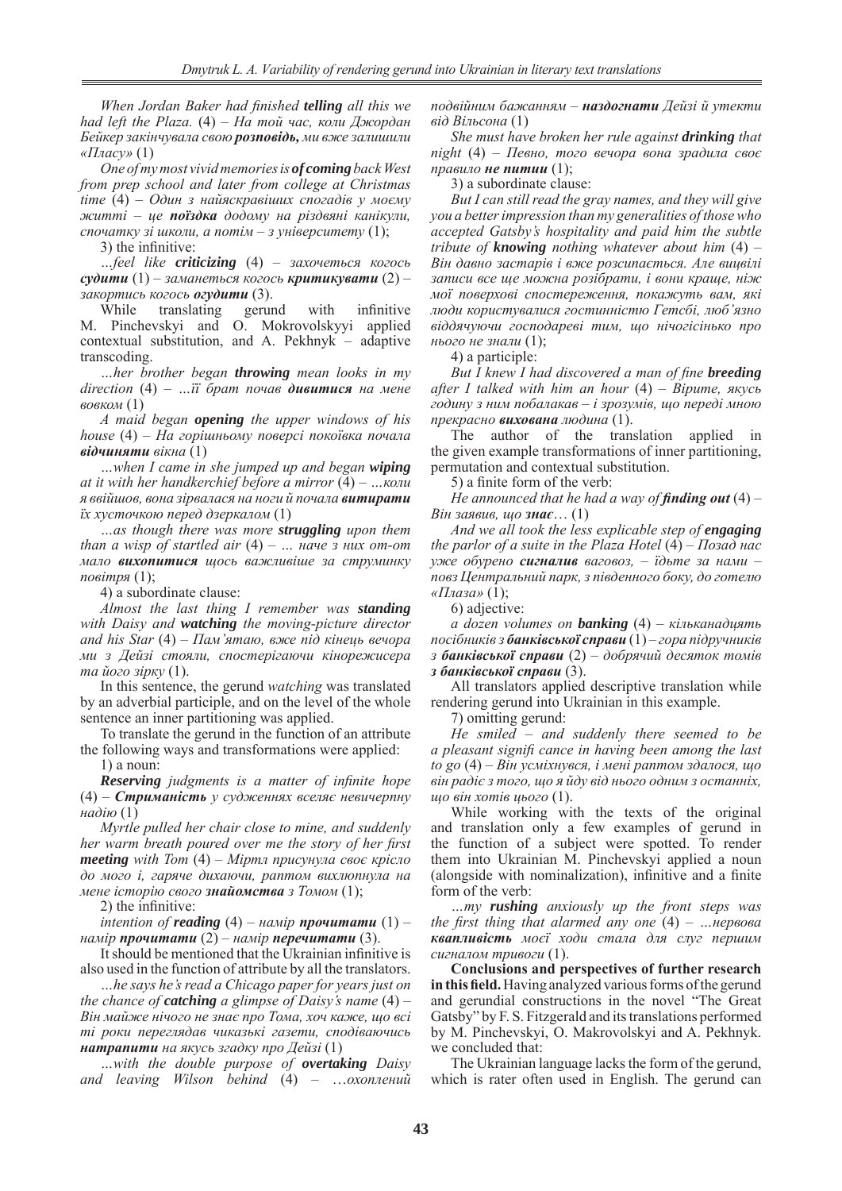*When Jordan Baker had finished **telling** all this we had left the Plaza.* (4) – *На той час, коли Джордан Бейкер закінчувала свою **розповідь,** ми вже залишили «Пласу»* (1)

*One of my most vivid memories is **of coming** back West from prep school and later from college at Christmas time* (4) – *Один з найяскравіших спогадів у моєму житті – це **поїздка** додому на різдвяні канікули, спочатку зі школи, а потім – з університету* (1);

3) the infinitive:

*…feel like **criticizing*** (4) – *захочеться когось **судити*** (1) – *заманеться когось **критикувати*** (2) – *закортись когось **огудити*** (3).

While translating gerund with infinitive M. Pinchevskyi and O. Mokrovolskyyi applied contextual substitution, and A. Pekhnyk – adaptive transcoding.

*…her brother began **throwing** mean looks in my direction* (4) – *…її брат почав **дивитися** на мене вовком* (1)

*A maid began **opening** the upper windows of his house* (4) – *На горішньому поверсі покоївка почала **відчиняти** вікна* (1)

*…when I came in she jumped up and began **wiping** at it with her handkerchief before a mirror* (4) – *…коли я ввійшов, вона зірвалася на ноги й почала **витирати** їх хусточкою перед дзеркалом* (1)

*…as though there was more **struggling** upon them than a wisp of startled air* (4) – *… наче з них от-от мало **вихопитися** щось важливіше за струминку повітря* (1);

4) a subordinate clause:

*Almost the last thing I remember was **standing** with Daisy and **watching** the moving-picture director and his Star* (4) – *Пам'ятаю, вже під кінець вечора ми з Дейзі стояли, спостерігаючи кінорежисера та його зірку* (1).

In this sentence, the gerund *watching* was translated by an adverbial participle, and on the level of the whole sentence an inner partitioning was applied.

To translate the gerund in the function of an attribute the following ways and transformations were applied:

1) a noun:

***Reserving** judgments is a matter of infinite hope* (4) – ***Стриманість** у судженнях вселяє невичерпну надію* (1)

*Myrtle pulled her chair close to mine, and suddenly her warm breath poured over me the story of her first **meeting** with Tom* (4) – *Міртл присунула своє крісло до мого і, гаряче дихаючи, раптом вихлюпнула на мене історію свого **знайомства** з Томом* (1);

2) the infinitive:

*intention of **reading*** (4) – *намір **прочитати*** (1) – *намір **прочитати*** (2) – *намір **перечитати*** (3).

It should be mentioned that the Ukrainian infinitive is also used in the function of attribute by all the translators.

*…he says he's read a Chicago paper for years just on the chance of **catching** a glimpse of Daisy's name* (4) – *Він майже нічого не знає про Тома, хоч каже, що всі ті роки переглядав чиказькі газети, сподіваючись **натрапити** на якусь згадку про Дейзі* (1)

*…with the double purpose of **overtaking** Daisy and leaving Wilson behind* (4) – *…охоплений подвійним бажанням – **наздогнати** Дейзі й утекти від Вільсона* (1)

*She must have broken her rule against **drinking** that night* (4) – *Певно, того вечора вона зрадила своє правило **не пити*** (1);

3) a subordinate clause:

*But I can still read the gray names, and they will give you a better impression than my generalities of those who accepted Gatsby's hospitality and paid him the subtle tribute of **knowing** nothing whatever about him* (4) – *Він давно застарів і вже розсипається. Але вицвілі записи все ще можна розібрати, і вони краще, ніж мої поверхові спостереження, покажуть вам, які люди користувалися гостинністю Гетсбі, люб'язно віддячуючи господареві тим, що нічогісінько про нього не знали* (1);

4) a participle:

*But I knew I had discovered a man of fine **breeding** after I talked with him an hour* (4) – *Вірите, якусь годину з ним побалакав – і зрозумів, що переді мною прекрасно **вихована** людина* (1).

The author of the translation applied in the given example transformations of inner partitioning, permutation and contextual substitution.

5) a finite form of the verb:

*He announced that he had a way of **finding out*** (4) – *Він заявив, що **знає**…* (1)

*And we all took the less explicable step of **engaging** the parlor of a suite in the Plaza Hotel* (4) – *Позад нас уже обурено **сигналив** ваговоз, – їдьте за нами – повз Центральний парк, з південного боку, до готелю «Плаза»* (1);

6) adjective:

*a dozen volumes on **banking*** (4) – *кільканадцять посібників з **банківської справи*** (1) – *гора підручників з **банківської справи*** (2) – *добрячий десяток томів з **банківської справи*** (3).

All translators applied descriptive translation while rendering gerund into Ukrainian in this example.

7) omitting gerund:

*He smiled – and suddenly there seemed to be a pleasant signifi cance in having been among the last to go* (4) – *Він усміхнувся, і мені раптом здалося, що він радіє з того, що я йду від нього одним з останніх, що він хотів цього* (1).

While working with the texts of the original and translation only a few examples of gerund in the function of a subject were spotted. To render them into Ukrainian M. Pinchevskyi applied a noun (alongside with nominalization), infinitive and a finite form of the verb:

*…my **rushing** anxiously up the front steps was the first thing that alarmed any one* (4) – *…нервова **квапливість** моєї ходи стала для слуг першим сигналом тривоги* (1).

**Conclusions and perspectives of further research in this field.** Having analyzed various forms of the gerund and gerundial constructions in the novel "The Great Gatsby" by F. S. Fitzgerald and its translations performed by M. Pinchevskyi, O. Makrovolskyi and A. Pekhnyk. we concluded that:

The Ukrainian language lacks the form of the gerund, which is rater often used in English. The gerund can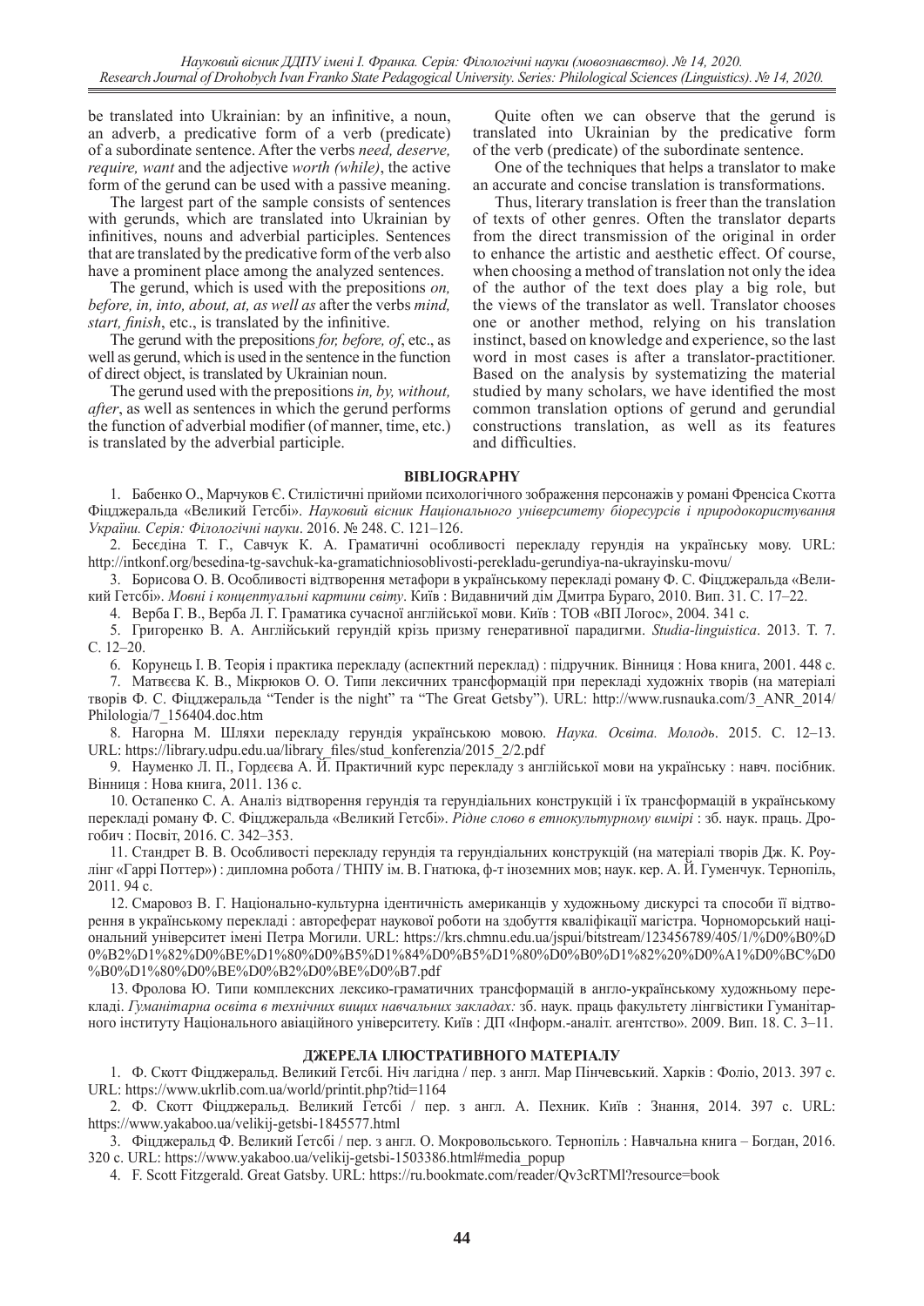be translated into Ukrainian: by an infinitive, a noun, an adverb, a predicative form of a verb (predicate) of a subordinate sentence. After the verbs *need, deserve, require, want* and the adjective *worth (while)*, the active form of the gerund can be used with a passive meaning.

The largest part of the sample consists of sentences with gerunds, which are translated into Ukrainian by infinitives, nouns and adverbial participles. Sentences that are translated by the predicative form of the verb also have a prominent place among the analyzed sentences.

The gerund, which is used with the prepositions *on, before, in, into, about, at, as well as* after the verbs *mind, start, finish*, etc., is translated by the infinitive.

The gerund with the prepositions *for, before, of*, etc., as well as gerund, which is used in the sentence in the function of direct object, is translated by Ukrainian noun.

The gerund used with the prepositions *in, by, without, after*, as well as sentences in which the gerund performs the function of adverbial modifier (of manner, time, etc.) is translated by the adverbial participle.

Quite often we can observe that the gerund is translated into Ukrainian by the predicative form of the verb (predicate) of the subordinate sentence.

One of the techniques that helps a translator to make an accurate and concise translation is transformations.

Thus, literary translation is freer than the translation of texts of other genres. Often the translator departs from the direct transmission of the original in order to enhance the artistic and aesthetic effect. Of course, when choosing a method of translation not only the idea of the author of the text does play a big role, but the views of the translator as well. Translator chooses one or another method, relying on his translation instinct, based on knowledge and experience, so the last word in most cases is after a translator-practitioner. Based on the analysis by systematizing the material studied by many scholars, we have identified the most common translation options of gerund and gerundial constructions translation, as well as its features and difficulties.

## BIBLIOGRAPHY

1. Бабенко О., Марчуков Є. Стилістичні прийоми психологічного зображення персонажів у романі Френсіса Скотта Фіцджеральда «Великий Гетсбі». *Науковий вісник Національного університету біоресурсів і природокористування України. Серія: Філологічні науки*. 2016. № 248. С. 121–126.
2. Бесєдіна Т. Г., Савчук К. А. Граматичні особливості перекладу герундія на українську мову. URL: http://itknkonf.org/besedina-tg-savchuk-ka-gramatichniosoblivosti-perekladu-gerundiya-na-ukrayinsku-movu/
3. Борисова О. В. Особливості відтворення метафори в українському перекладі роману Ф. С. Фіцджеральда «Великий Гетсбі». *Мовні і концептуальні картини світу*. Київ : Видавничий дім Дмитра Бураго, 2010. Вип. 31. С. 17–22.
4. Верба Г. В., Верба Л. Г. Граматика сучасної англійської мови. Київ : ТОВ «ВП Логос», 2004. 341 с.
5. Григоренко В. А. Англійський герундій крізь призму генеративної парадигми. *Studia-linguistica*. 2013. Т. 7. С. 12–20.
6. Корунець І. В. Теорія і практика перекладу (аспектний переклад) : підручник. Вінниця : Нова книга, 2001. 448 с.
7. Матвєєва К. В., Мікрюков О. О. Типи лексичних трансформацій при перекладі художніх творів (на матеріалі творів Ф. С. Фіцджеральда "Tender is the night" та "The Great Getsby"). URL: http://www.rusnauka.com/3_ANR_2014/Philologia/7_156404.doc.htm
8. Нагорна М. Шляхи перекладу герундія українською мовою. *Наука. Освіта. Молодь*. 2015. С. 12–13. URL: https://library.udpu.edu.ua/library_files/stud_konferenzia/2015_2/2.pdf
9. Науменко Л. П., Гордєєва А. Й. Практичний курс перекладу з англійської мови на українську : навч. посібник. Вінниця : Нова книга, 2011. 136 с.
10. Остапенко С. А. Аналіз відтворення герундія та герундіальних конструкцій і їх трансформацій в українському перекладі роману Ф. С. Фіцджеральда «Великий Гетсбі». *Рідне слово в етнокультурному вимірі* : зб. наук. праць. Дрогобич : Посвіт, 2016. С. 342–353.
11. Стандрет В. В. Особливості перекладу герундія та герундіальних конструкцій (на матеріалі творів Дж. К. Роулінг «Гаррі Поттер») : дипломна робота / ТНПУ ім. В. Гнатюка, ф-т іноземних мов; наук. кер. А. Й. Гуменчук. Тернопіль, 2011. 94 с.
12. Смаровоз В. Г. Національно-культурна ідентичність американців у художньому дискурсі та способи її відтворення в українському перекладі : автореферат наукової роботи на здобуття кваліфікації магістра. Чорноморський національний університет імені Петра Могили. URL: https://krs.chmnu.edu.ua/jspui/bitstream/123456789/405/1/%D0%B0%D0%B2%D1%82%D0%BE%D1%80%D0%B5%D1%84%D0%B5%D1%80%D0%B0%D1%82%20%D0%A1%D0%BC%D0%B0%D1%80%D0%BE%D0%B2%D0%BE%D0%B7.pdf
13. Фролова Ю. Типи комплексних лексико-граматичних трансформацій в англо-українському художньому перекладі. *Гуманітарна освіта в технічних вищих навчальних закладах:* зб. наук. праць факультету лінгвістики Гуманітарного інституту Національного авіаційного університету. Київ : ДП «Інформ.-аналіт. агентство». 2009. Вип. 18. С. 3–11.

## ДЖЕРЕЛА ІЛЮСТРАТИВНОГО МАТЕРІАЛУ

1. Ф. Скотт Фіцджеральд. Великий Гетсбі. Ніч лагідна / пер. з англ. Мар Пінчевський. Харків : Фоліо, 2013. 397 с. URL: https://www.ukrlib.com.ua/world/printit.php?tid=1164
2. Ф. Скотт Фіцджеральд. Великий Гетсбі / пер. з англ. А. Пехник. Київ : Знання, 2014. 397 с. URL: https://www.yakaboo.ua/velikij-getsbi-1845577.html
3. Фіцджеральд Ф. Великий Ґетсбі / пер. з англ. О. Мокровольського. Тернопіль : Навчальна книга – Богдан, 2016. 320 с. URL: https://www.yakaboo.ua/velikij-getsbi-1503386.html#media_popup
4. F. Scott Fitzgerald. Great Gatsby. URL: https://ru.bookmate.com/reader/Qv3cRTMl?resource=book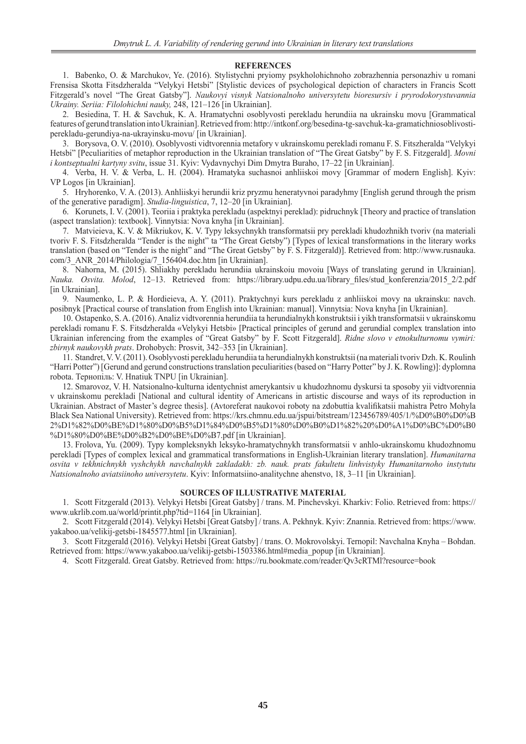## REFERENCES

1. Babenko, O. & Marchukov, Ye. (2016). Stylistychni pryiomy psykholohichnoho zobrazhennia personazhiv u romani Frensisa Skotta Fitsdzheralda "Velykyi Hetsbi" [Stylistic devices of psychological depiction of characters in Francis Scott Fitzgerald's novel "The Great Gatsby"]. *Naukovyi visnyk Natsionalnoho universytetu bioresursiv i pryrodokorystuvannia Ukrainy. Seriia: Filolohichni nauky,* 248, 121–126 [in Ukrainian].

2. Besiedina, T. H. & Savchuk, K. A. Hramatychni osoblyvosti perekladu herundiia na ukrainsku movu [Grammatical features of gerund translation into Ukrainian]. Retrieved from: http://intkonf.org/besedina-tg-savchuk-ka-gramatichniosoblivosti-perekladu-gerundiya-na-ukrayinsku-movu/ [in Ukrainian].

3. Borysova, O. V. (2010). Osoblyvosti vidtvorennia metafory v ukrainskomu perekladi romanu F. S. Fitszheralda "Velykyi Hetsbi" [Peculiarities of metaphor reproduction in the Ukrainian translation of "The Great Gatsby" by F. S. Fitzgerald]. *Movni i kontseptualni kartyny svitu*, issue 31. Kyiv: Vydavnychyi Dim Dmytra Buraho, 17–22 [in Ukrainian].

4. Verba, H. V. & Verba, L. H. (2004). Hramatyka suchasnoi anhliiskoi movy [Grammar of modern English]. Kyiv: VP Logos [in Ukrainian].

5. Hryhorenko, V. A. (2013). Anhliiskyi herundii kriz pryzmu heneratyvnoi paradyhmy [English gerund through the prism of the generative paradigm]. *Studia-linguistica*, 7, 12–20 [in Ukrainian].

6. Korunets, I. V. (2001). Teoriia i praktyka perekladu (aspektnyi pereklad): pidruchnyk [Theory and practice of translation (aspect translation): textbook]. Vinnytsia: Nova knyha [in Ukrainian].

7. Matvieieva, K. V. & Mikriukov, K. V. Typy leksychnykh transformatsii pry perekladi khudozhnikh tvoriv (na materiali tvoriv F. S. Fitsdzheralda "Tender is the night" ta "The Great Getsby") [Types of lexical transformations in the literary works translation (based on "Tender is the night" and "The Great Getsby" by F. S. Fitzgerald)]. Retrieved from: http://www.rusnauka.com/3_ANR_2014/Philologia/7_156404.doc.htm [in Ukrainian].

8. Nahorna, M. (2015). Shliakhy perekladu herundiia ukrainskoiu movoiu [Ways of translating gerund in Ukrainian]. *Nauka. Osvita. Molod*, 12–13. Retrieved from: https://library.udpu.edu.ua/library_files/stud_konferenzia/2015_2/2.pdf [in Ukrainian].

9. Naumenko, L. P. & Hordieieva, A. Y. (2011). Praktychnyi kurs perekladu z anhliiskoi movy na ukrainsku: navch. posibnyk [Practical course of translation from English into Ukrainian: manual]. Vinnytsia: Nova knyha [in Ukrainian].

10. Ostapenko, S. A. (2016). Analiz vidtvorennia herundiia ta herundialnykh konstruktsii i yikh transformatsii v ukrainskomu perekladi romanu F. S. Fitsdzheralda «Velykyi Hetsbi» [Practical principles of gerund and gerundial complex translation into Ukrainian inferencing from the examples of "Great Gatsby" by F. Scott Fitzgerald]. *Ridne slovo v etnokulturnomu vymiri: zbirnyk naukovykh prats*. Drohobych: Prosvit, 342–353 [in Ukrainian].

11. Standret, V. V. (2011). Osoblyvosti perekladu herundiia ta herundialnykh konstruktsii (na materiali tvoriv Dzh. K. Roulinh "Harri Potter") [Gerund and gerund constructions translation peculiarities (based on "Harry Potter" by J. K. Rowling)]: dyplomna robota. Тернопіль: V. Hnatiuk TNPU [in Ukrainian].

12. Smarovoz, V. H. Natsionalno-kulturna identychnist amerykantsiv u khudozhnomu dyskursi ta sposoby yii vidtvorennia v ukrainskomu perekladi [National and cultural identity of Americans in artistic discourse and ways of its reproduction in Ukrainian. Abstract of Master's degree thesis]. (Avtoreferat naukovoi roboty na zdobuttia kvalifikatsii mahistra Petro Mohyla Black Sea National University). Retrieved from: https://krs.chmnu.edu.ua/jspui/bitstream/123456789/405/1/%D0%B0%D0%B2%D1%82%D0%BE%D1%80%D0%B5%D1%84%D0%B5%D1%80%D0%B0%D1%82%20%D0%A1%D0%BC%D0%B0%D1%80%D0%BE%D0%B2%D0%BE%D0%B7.pdf [in Ukrainian].

13. Frolova, Yu. (2009). Typy kompleksnykh leksyko-hramatychnykh transformatsii v anhlo-ukrainskomu khudozhnomu perekladi [Types of complex lexical and grammatical transformations in English-Ukrainian literary translation]. *Humanitarna osvita v tekhnichnykh vyshchykh navchalnykh zakladakh: zb. nauk. prats fakultetu linhvistyky Humanitarnoho instytutu Natsionalnoho aviatsiinoho universytetu*. Kyiv: Informatsiino-analitychne ahenstvo, 18, 3–11 [in Ukrainian].

## SOURCES OF ILLUSTRATIVE MATERIAL

1. Scott Fitzgerald (2013). Velykyi Hetsbi [Great Gatsby] / trans. M. Pinchevskyi. Kharkiv: Folio. Retrieved from: https://www.ukrlib.com.ua/world/printit.php?tid=1164 [in Ukrainian].

2. Scott Fitzgerald (2014). Velykyi Hetsbi [Great Gatsby] / trans. A. Pekhnyk. Kyiv: Znannia. Retrieved from: https://www.yakaboo.ua/velikij-getsbi-1845577.html [in Ukrainian].

3. Scott Fitzgerald (2016). Velykyi Hetsbi [Great Gatsby] / trans. O. Mokrovolskyi. Ternopil: Navchalna Knyha – Bohdan. Retrieved from: https://www.yakaboo.ua/velikij-getsbi-1503386.html#media_popup [in Ukrainian].

4. Scott Fitzgerald. Great Gatsby. Retrieved from: https://ru.bookmate.com/reader/Qv3cRTMl?resource=book